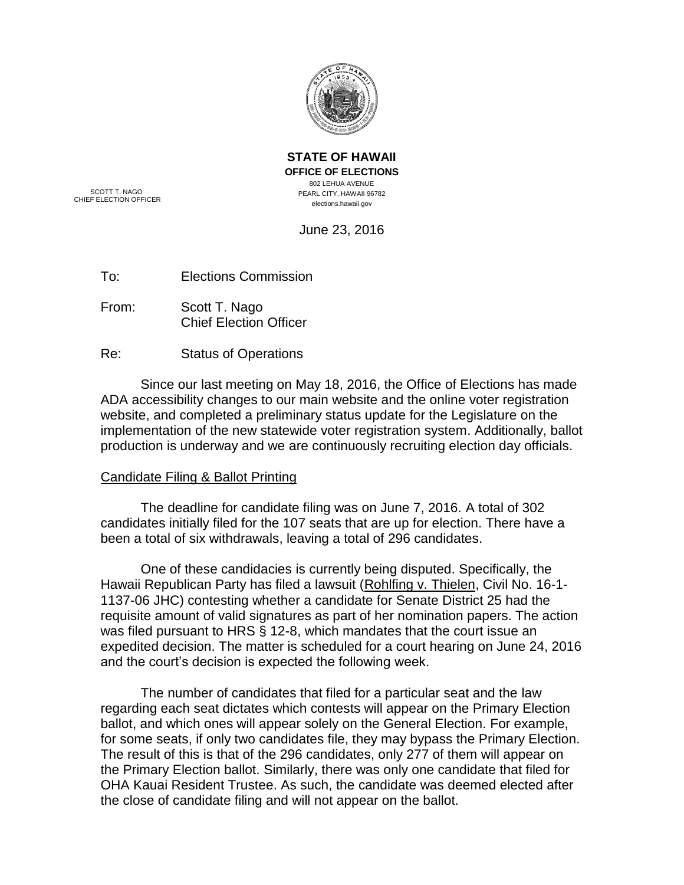**STATE OF HAWAII**
**OFFICE OF ELECTIONS**
802 LEHUA AVENUE
PEARL CITY, HAWAII 96782
elections.hawaii.gov

SCOTT T. NAGO
CHIEF ELECTION OFFICER

June 23, 2016

To: Elections Commission

From: Scott T. Nago
Chief Election Officer

Re: Status of Operations

Since our last meeting on May 18, 2016, the Office of Elections has made ADA accessibility changes to our main website and the online voter registration website, and completed a preliminary status update for the Legislature on the implementation of the new statewide voter registration system. Additionally, ballot production is underway and we are continuously recruiting election day officials.

<u>Candidate Filing & Ballot Printing</u>

The deadline for candidate filing was on June 7, 2016. A total of 302 candidates initially filed for the 107 seats that are up for election. There have a been a total of six withdrawals, leaving a total of 296 candidates.

One of these candidacies is currently being disputed. Specifically, the Hawaii Republican Party has filed a lawsuit (<u>Rohlfing v. Thielen</u>, Civil No. 16-1-1137-06 JHC) contesting whether a candidate for Senate District 25 had the requisite amount of valid signatures as part of her nomination papers. The action was filed pursuant to HRS § 12-8, which mandates that the court issue an expedited decision. The matter is scheduled for a court hearing on June 24, 2016 and the court's decision is expected the following week.

The number of candidates that filed for a particular seat and the law regarding each seat dictates which contests will appear on the Primary Election ballot, and which ones will appear solely on the General Election. For example, for some seats, if only two candidates file, they may bypass the Primary Election. The result of this is that of the 296 candidates, only 277 of them will appear on the Primary Election ballot. Similarly, there was only one candidate that filed for OHA Kauai Resident Trustee. As such, the candidate was deemed elected after the close of candidate filing and will not appear on the ballot.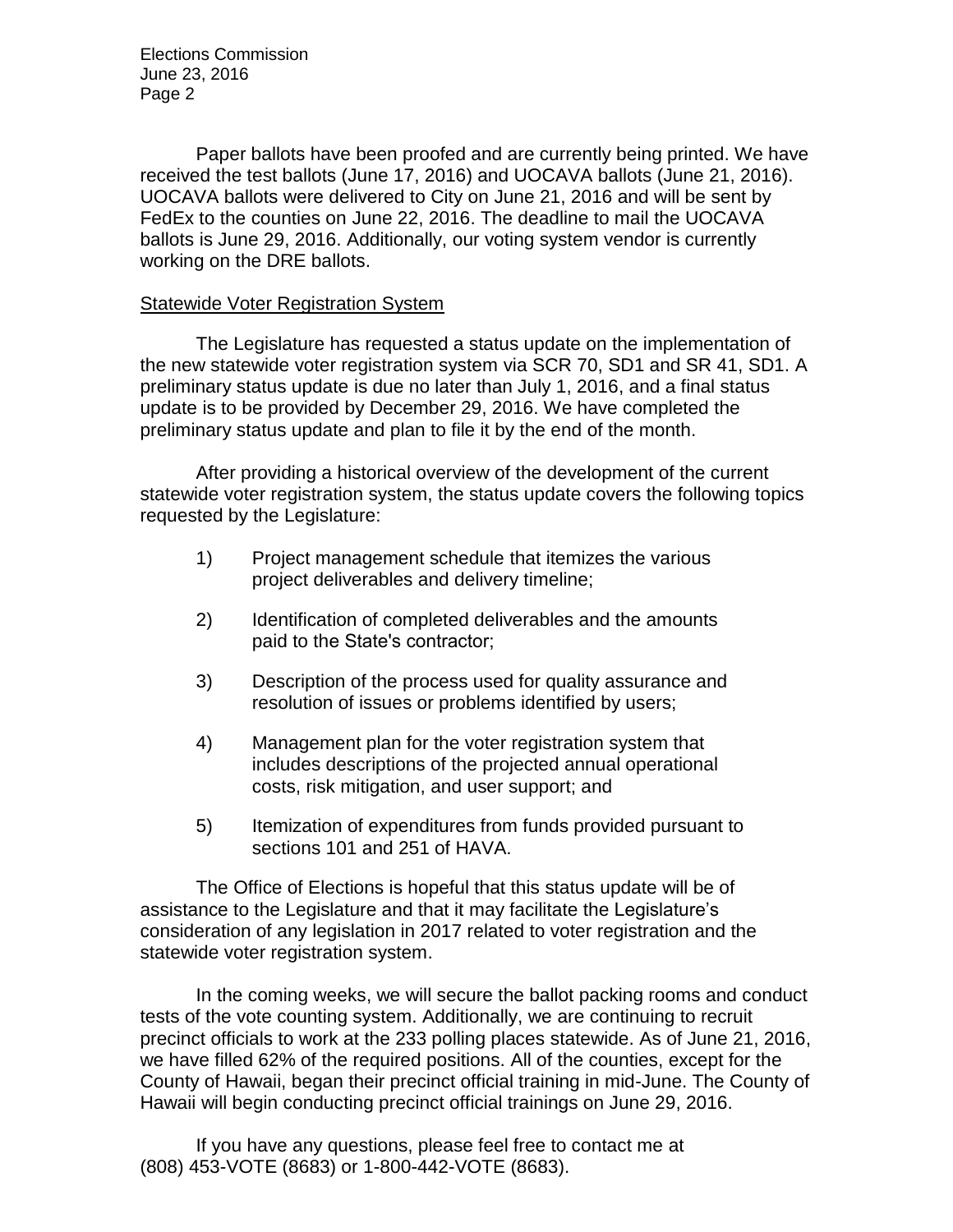Paper ballots have been proofed and are currently being printed. We have received the test ballots (June 17, 2016) and UOCAVA ballots (June 21, 2016). UOCAVA ballots were delivered to City on June 21, 2016 and will be sent by FedEx to the counties on June 22, 2016. The deadline to mail the UOCAVA ballots is June 29, 2016. Additionally, our voting system vendor is currently working on the DRE ballots.

## Statewide Voter Registration System

The Legislature has requested a status update on the implementation of the new statewide voter registration system via SCR 70, SD1 and SR 41, SD1. A preliminary status update is due no later than July 1, 2016, and a final status update is to be provided by December 29, 2016. We have completed the preliminary status update and plan to file it by the end of the month.

After providing a historical overview of the development of the current statewide voter registration system, the status update covers the following topics requested by the Legislature:

1) Project management schedule that itemizes the various project deliverables and delivery timeline;

2) Identification of completed deliverables and the amounts paid to the State's contractor;

3) Description of the process used for quality assurance and resolution of issues or problems identified by users;

4) Management plan for the voter registration system that includes descriptions of the projected annual operational costs, risk mitigation, and user support; and

5) Itemization of expenditures from funds provided pursuant to sections 101 and 251 of HAVA.

The Office of Elections is hopeful that this status update will be of assistance to the Legislature and that it may facilitate the Legislature's consideration of any legislation in 2017 related to voter registration and the statewide voter registration system.

In the coming weeks, we will secure the ballot packing rooms and conduct tests of the vote counting system. Additionally, we are continuing to recruit precinct officials to work at the 233 polling places statewide. As of June 21, 2016, we have filled 62% of the required positions. All of the counties, except for the County of Hawaii, began their precinct official training in mid-June. The County of Hawaii will begin conducting precinct official trainings on June 29, 2016.

If you have any questions, please feel free to contact me at (808) 453-VOTE (8683) or 1-800-442-VOTE (8683).